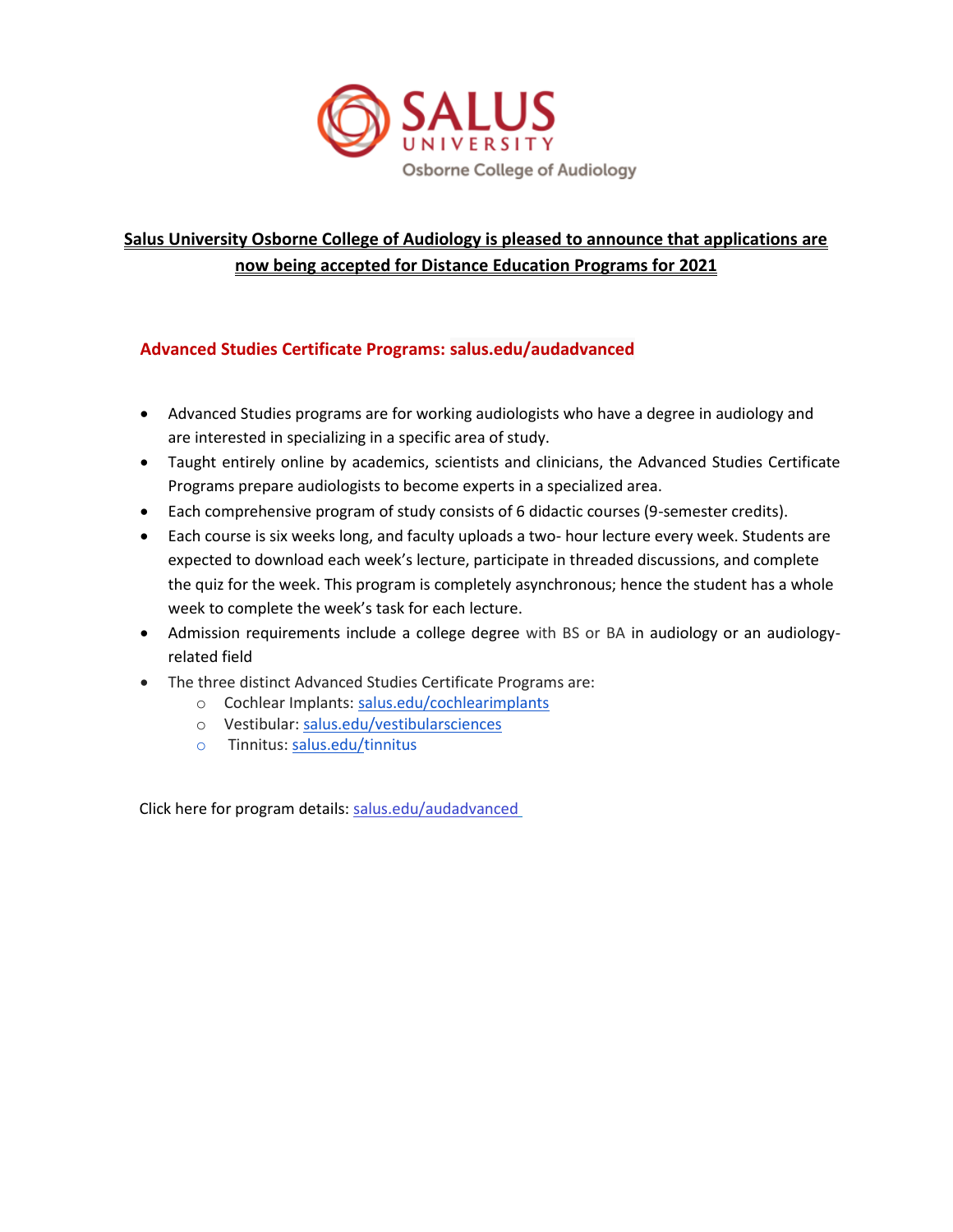SALUS UNIVERSITY

Osborne College of Audiology

**Salus University Osborne College of Audiology is pleased to announce that applications are now being accepted for Distance Education Programs for 2021**

## Advanced Studies Certificate Programs: salus.edu/audadvanced

- Advanced Studies programs are for working audiologists who have a degree in audiology and are interested in specializing in a specific area of study.
- Taught entirely online by academics, scientists and clinicians, the Advanced Studies Certificate Programs prepare audiologists to become experts in a specialized area.
- Each comprehensive program of study consists of 6 didactic courses (9-semester credits).
- Each course is six weeks long, and faculty uploads a two- hour lecture every week. Students are expected to download each week's lecture, participate in threaded discussions, and complete the quiz for the week. This program is completely asynchronous; hence the student has a whole week to complete the week's task for each lecture.
- Admission requirements include a college degree with BS or BA in audiology or an audiology-related field
- The three distinct Advanced Studies Certificate Programs are:
  - Cochlear Implants: salus.edu/cochlearimplants
  - Vestibular: salus.edu/vestibularsciences
  - Tinnitus: salus.edu/tinnitus

Click here for program details: salus.edu/audadvanced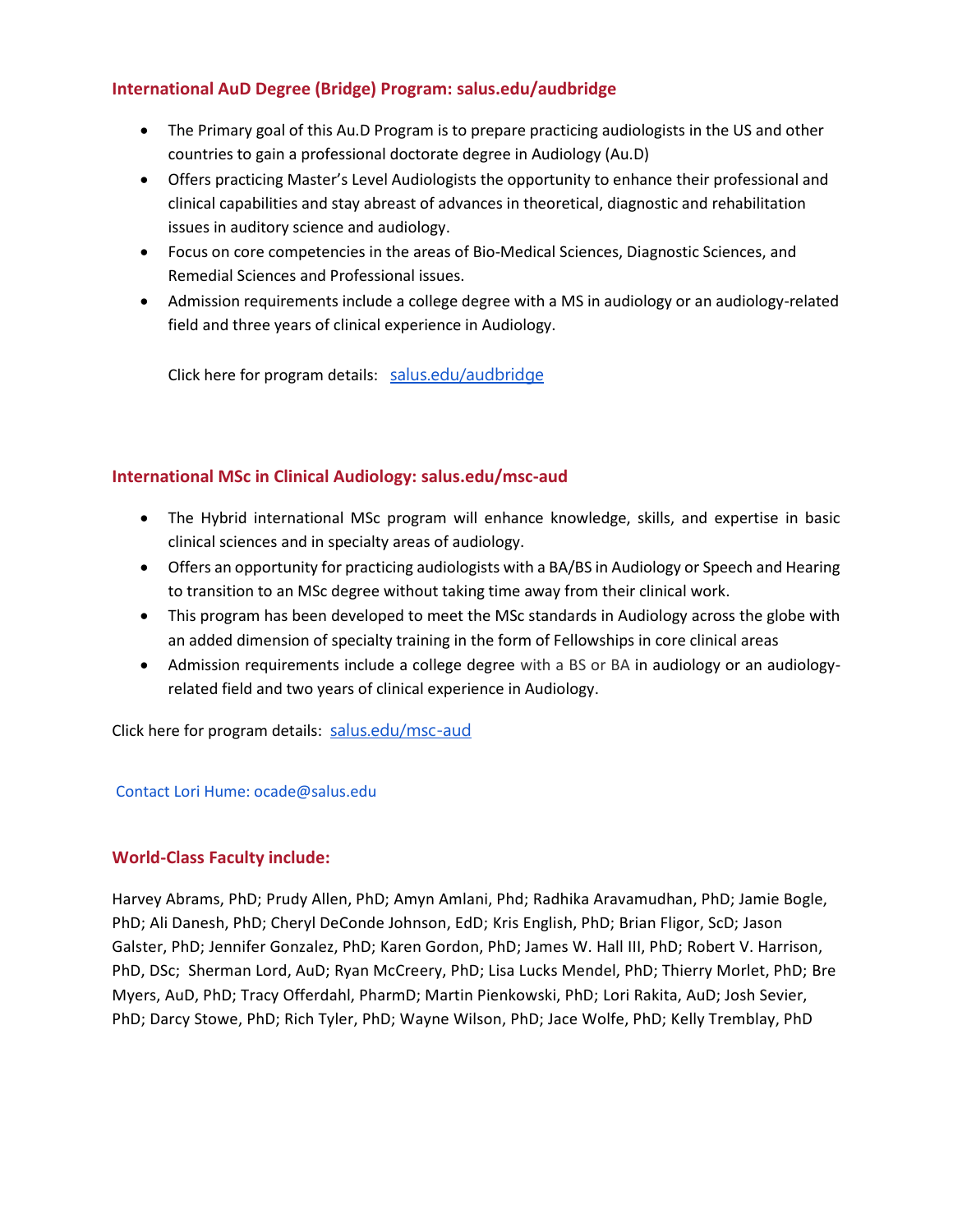## International AuD Degree (Bridge) Program: salus.edu/audbridge

- The Primary goal of this Au.D Program is to prepare practicing audiologists in the US and other countries to gain a professional doctorate degree in Audiology (Au.D)
- Offers practicing Master's Level Audiologists the opportunity to enhance their professional and clinical capabilities and stay abreast of advances in theoretical, diagnostic and rehabilitation issues in auditory science and audiology.
- Focus on core competencies in the areas of Bio-Medical Sciences, Diagnostic Sciences, and Remedial Sciences and Professional issues.
- Admission requirements include a college degree with a MS in audiology or an audiology-related field and three years of clinical experience in Audiology.

  Click here for program details: [salus.edu/audbridge](salus.edu/audbridge)

## International MSc in Clinical Audiology: salus.edu/msc-aud

- The Hybrid international MSc program will enhance knowledge, skills, and expertise in basic clinical sciences and in specialty areas of audiology.
- Offers an opportunity for practicing audiologists with a BA/BS in Audiology or Speech and Hearing to transition to an MSc degree without taking time away from their clinical work.
- This program has been developed to meet the MSc standards in Audiology across the globe with an added dimension of specialty training in the form of Fellowships in core clinical areas
- Admission requirements include a college degree with a BS or BA in audiology or an audiology-related field and two years of clinical experience in Audiology.

Click here for program details: [salus.edu/msc-aud](salus.edu/msc-aud)

Contact Lori Hume: ocade@salus.edu

## World-Class Faculty include:

Harvey Abrams, PhD; Prudy Allen, PhD; Amyn Amlani, Phd; Radhika Aravamudhan, PhD; Jamie Bogle, PhD; Ali Danesh, PhD; Cheryl DeConde Johnson, EdD; Kris English, PhD; Brian Fligor, ScD; Jason Galster, PhD; Jennifer Gonzalez, PhD; Karen Gordon, PhD; James W. Hall III, PhD; Robert V. Harrison, PhD, DSc; Sherman Lord, AuD; Ryan McCreery, PhD; Lisa Lucks Mendel, PhD; Thierry Morlet, PhD; Bre Myers, AuD, PhD; Tracy Offerdahl, PharmD; Martin Pienkowski, PhD; Lori Rakita, AuD; Josh Sevier, PhD; Darcy Stowe, PhD; Rich Tyler, PhD; Wayne Wilson, PhD; Jace Wolfe, PhD; Kelly Tremblay, PhD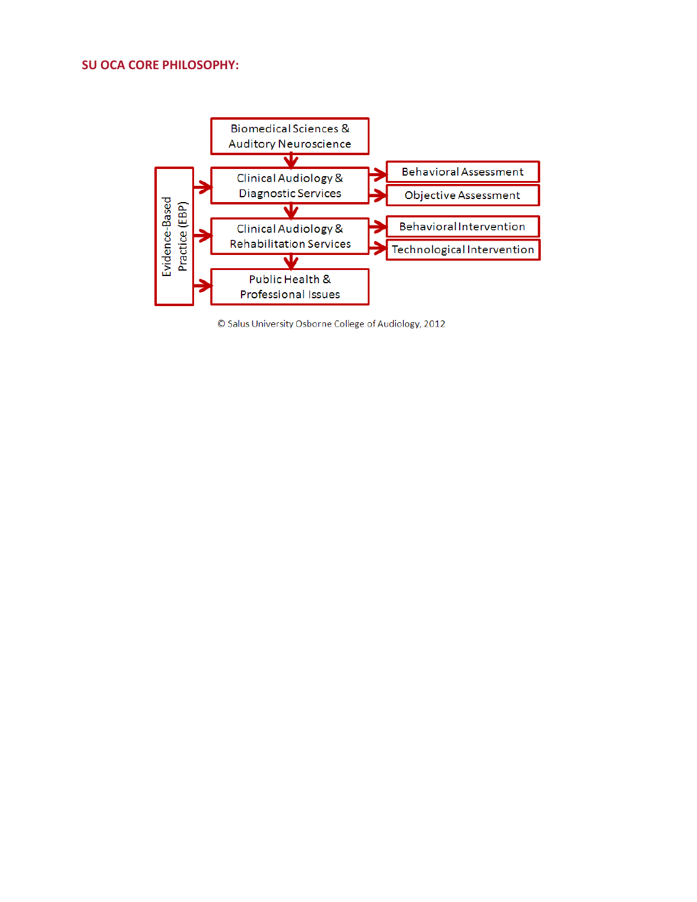**SU OCA CORE PHILOSOPHY:**

Biomedical Sciences & Auditory Neuroscience

Evidence-Based Practice (EBP)

Clinical Audiology & Diagnostic Services

Behavioral Assessment

Objective Assessment

Clinical Audiology & Rehabilitation Services

Behavioral Intervention

Technological Intervention

Public Health & Professional Issues

© Salus University Osborne College of Audiology, 2012